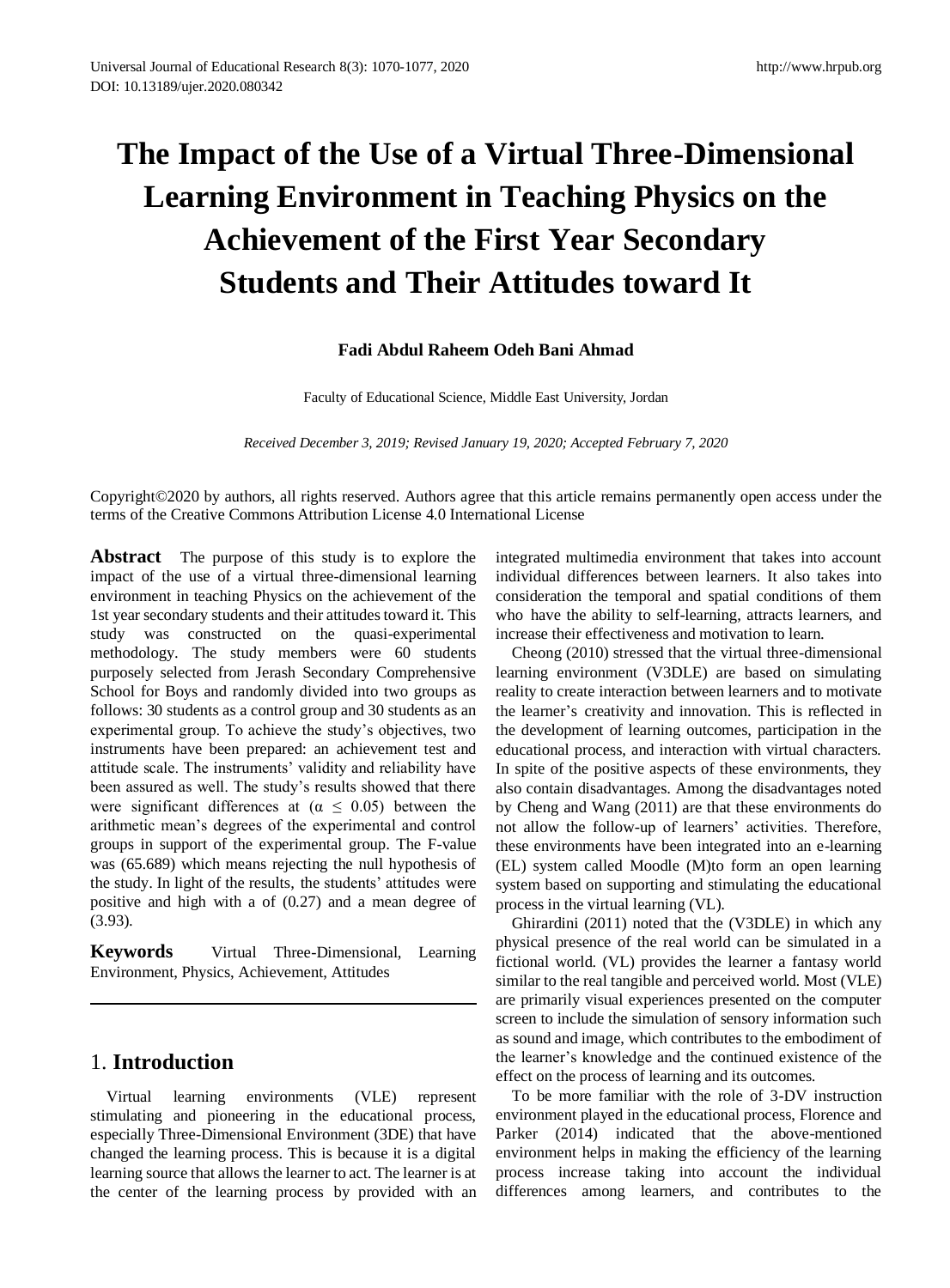# The Impact of the Use of a Virtual Three-Dimensional Learning Environment in Teaching Physics on the Achievement of the First Year Secondary Students and Their Attitudes toward It

**Fadi Abdul Raheem Odeh Bani Ahmad**

Faculty of Educational Science, Middle East University, Jordan

*Received December 3, 2019; Revised January 19, 2020; Accepted February 7, 2020*

Copyright©2020 by authors, all rights reserved. Authors agree that this article remains permanently open access under the terms of the Creative Commons Attribution License 4.0 International License

**Abstract** The purpose of this study is to explore the impact of the use of a virtual three-dimensional learning environment in teaching Physics on the achievement of the 1st year secondary students and their attitudes toward it. This study was constructed on the quasi-experimental methodology. The study members were 60 students purposely selected from Jerash Secondary Comprehensive School for Boys and randomly divided into two groups as follows: 30 students as a control group and 30 students as an experimental group. To achieve the study's objectives, two instruments have been prepared: an achievement test and attitude scale. The instruments' validity and reliability have been assured as well. The study's results showed that there were significant differences at ($\alpha \leq 0.05$) between the arithmetic mean's degrees of the experimental and control groups in support of the experimental group. The F-value was (65.689) which means rejecting the null hypothesis of the study. In light of the results, the students' attitudes were positive and high with a of (0.27) and a mean degree of (3.93).

**Keywords** Virtual Three-Dimensional, Learning Environment, Physics, Achievement, Attitudes

## 1. Introduction

Virtual learning environments (VLE) represent stimulating and pioneering in the educational process, especially Three-Dimensional Environment (3DE) that have changed the learning process. This is because it is a digital learning source that allows the learner to act. The learner is at the center of the learning process by provided with an integrated multimedia environment that takes into account individual differences between learners. It also takes into consideration the temporal and spatial conditions of them who have the ability to self-learning, attracts learners, and increase their effectiveness and motivation to learn.

Cheong (2010) stressed that the virtual three-dimensional learning environment (V3DLE) are based on simulating reality to create interaction between learners and to motivate the learner's creativity and innovation. This is reflected in the development of learning outcomes, participation in the educational process, and interaction with virtual characters. In spite of the positive aspects of these environments, they also contain disadvantages. Among the disadvantages noted by Cheng and Wang (2011) are that these environments do not allow the follow-up of learners' activities. Therefore, these environments have been integrated into an e-learning (EL) system called Moodle (M)to form an open learning system based on supporting and stimulating the educational process in the virtual learning (VL).

Ghirardini (2011) noted that the (V3DLE) in which any physical presence of the real world can be simulated in a fictional world. (VL) provides the learner a fantasy world similar to the real tangible and perceived world. Most (VLE) are primarily visual experiences presented on the computer screen to include the simulation of sensory information such as sound and image, which contributes to the embodiment of the learner's knowledge and the continued existence of the effect on the process of learning and its outcomes.

To be more familiar with the role of 3-DV instruction environment played in the educational process, Florence and Parker (2014) indicated that the above-mentioned environment helps in making the efficiency of the learning process increase taking into account the individual differences among learners, and contributes to the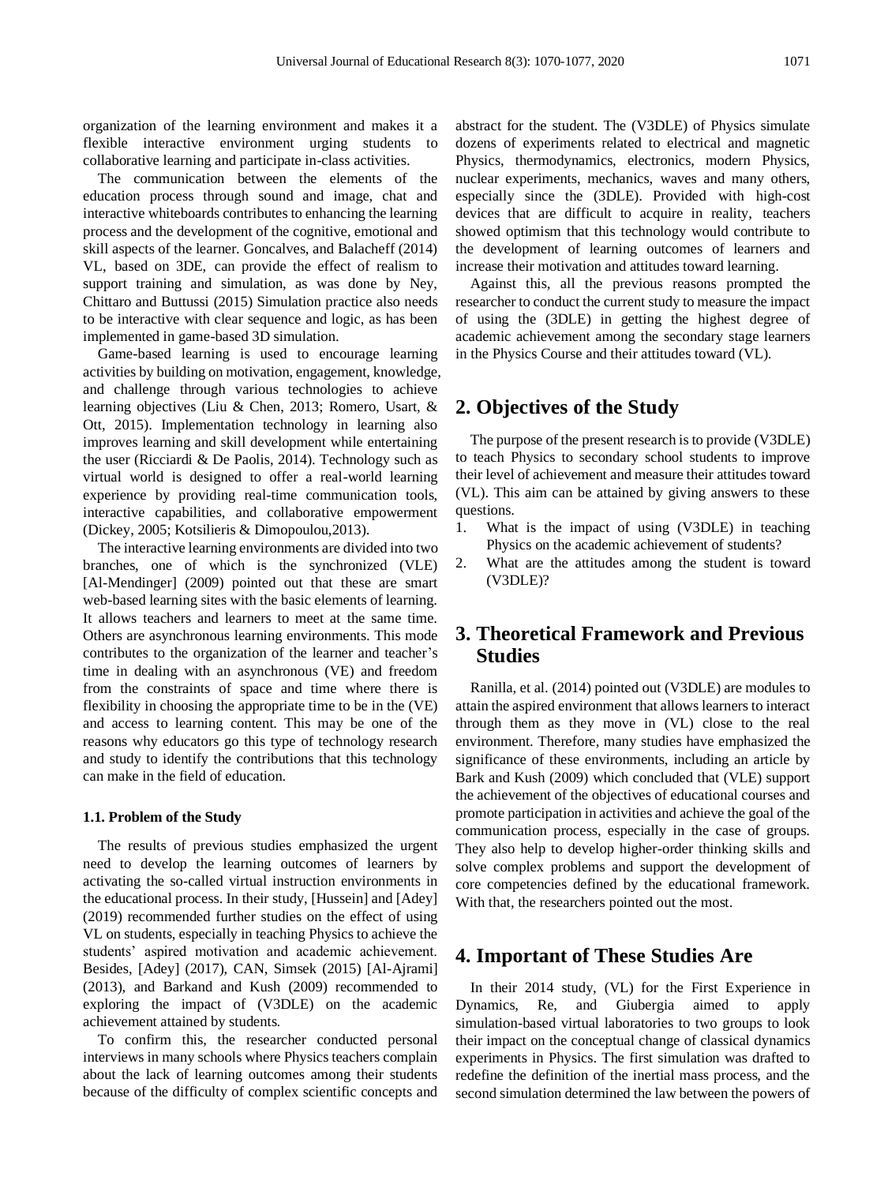organization of the learning environment and makes it a flexible interactive environment urging students to collaborative learning and participate in-class activities.

The communication between the elements of the education process through sound and image, chat and interactive whiteboards contributes to enhancing the learning process and the development of the cognitive, emotional and skill aspects of the learner. Goncalves, and Balacheff (2014) VL, based on 3DE, can provide the effect of realism to support training and simulation, as was done by Ney, Chittaro and Buttussi (2015) Simulation practice also needs to be interactive with clear sequence and logic, as has been implemented in game-based 3D simulation.

Game-based learning is used to encourage learning activities by building on motivation, engagement, knowledge, and challenge through various technologies to achieve learning objectives (Liu & Chen, 2013; Romero, Usart, & Ott, 2015). Implementation technology in learning also improves learning and skill development while entertaining the user (Ricciardi & De Paolis, 2014). Technology such as virtual world is designed to offer a real-world learning experience by providing real-time communication tools, interactive capabilities, and collaborative empowerment (Dickey, 2005; Kotsilieris & Dimopoulou,2013).

The interactive learning environments are divided into two branches, one of which is the synchronized (VLE) [Al-Mendinger] (2009) pointed out that these are smart web-based learning sites with the basic elements of learning. It allows teachers and learners to meet at the same time. Others are asynchronous learning environments. This mode contributes to the organization of the learner and teacher's time in dealing with an asynchronous (VE) and freedom from the constraints of space and time where there is flexibility in choosing the appropriate time to be in the (VE) and access to learning content. This may be one of the reasons why educators go this type of technology research and study to identify the contributions that this technology can make in the field of education.

### 1.1. Problem of the Study

The results of previous studies emphasized the urgent need to develop the learning outcomes of learners by activating the so-called virtual instruction environments in the educational process. In their study, [Hussein] and [Adey] (2019) recommended further studies on the effect of using VL on students, especially in teaching Physics to achieve the students' aspired motivation and academic achievement. Besides, [Adey] (2017), CAN, Simsek (2015) [Al-Ajrami] (2013), and Barkand and Kush (2009) recommended to exploring the impact of (V3DLE) on the academic achievement attained by students.

To confirm this, the researcher conducted personal interviews in many schools where Physics teachers complain about the lack of learning outcomes among their students because of the difficulty of complex scientific concepts and abstract for the student. The (V3DLE) of Physics simulate dozens of experiments related to electrical and magnetic Physics, thermodynamics, electronics, modern Physics, nuclear experiments, mechanics, waves and many others, especially since the (3DLE). Provided with high-cost devices that are difficult to acquire in reality, teachers showed optimism that this technology would contribute to the development of learning outcomes of learners and increase their motivation and attitudes toward learning.

Against this, all the previous reasons prompted the researcher to conduct the current study to measure the impact of using the (3DLE) in getting the highest degree of academic achievement among the secondary stage learners in the Physics Course and their attitudes toward (VL).

## 2. Objectives of the Study

The purpose of the present research is to provide (V3DLE) to teach Physics to secondary school students to improve their level of achievement and measure their attitudes toward (VL). This aim can be attained by giving answers to these questions.

1. What is the impact of using (V3DLE) in teaching Physics on the academic achievement of students?
2. What are the attitudes among the student is toward (V3DLE)?

## 3. Theoretical Framework and Previous Studies

Ranilla, et al. (2014) pointed out (V3DLE) are modules to attain the aspired environment that allows learners to interact through them as they move in (VL) close to the real environment. Therefore, many studies have emphasized the significance of these environments, including an article by Bark and Kush (2009) which concluded that (VLE) support the achievement of the objectives of educational courses and promote participation in activities and achieve the goal of the communication process, especially in the case of groups. They also help to develop higher-order thinking skills and solve complex problems and support the development of core competencies defined by the educational framework. With that, the researchers pointed out the most.

## 4. Important of These Studies Are

In their 2014 study, (VL) for the First Experience in Dynamics, Re, and Giubergia aimed to apply simulation-based virtual laboratories to two groups to look their impact on the conceptual change of classical dynamics experiments in Physics. The first simulation was drafted to redefine the definition of the inertial mass process, and the second simulation determined the law between the powers of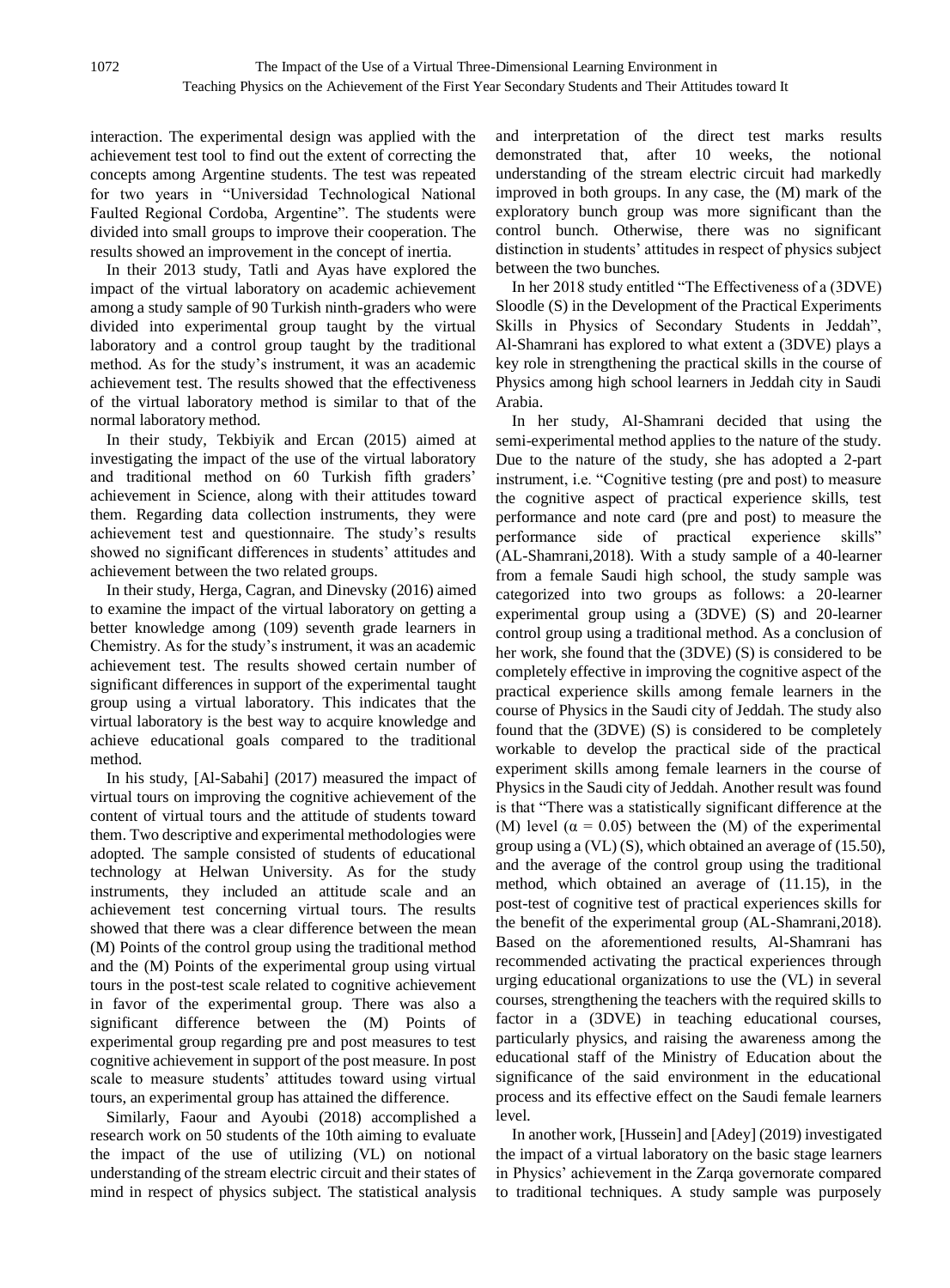interaction. The experimental design was applied with the achievement test tool to find out the extent of correcting the concepts among Argentine students. The test was repeated for two years in "Universidad Technological National Faulted Regional Cordoba, Argentine". The students were divided into small groups to improve their cooperation. The results showed an improvement in the concept of inertia.

In their 2013 study, Tatli and Ayas have explored the impact of the virtual laboratory on academic achievement among a study sample of 90 Turkish ninth-graders who were divided into experimental group taught by the virtual laboratory and a control group taught by the traditional method. As for the study's instrument, it was an academic achievement test. The results showed that the effectiveness of the virtual laboratory method is similar to that of the normal laboratory method.

In their study, Tekbiyik and Ercan (2015) aimed at investigating the impact of the use of the virtual laboratory and traditional method on 60 Turkish fifth graders' achievement in Science, along with their attitudes toward them. Regarding data collection instruments, they were achievement test and questionnaire. The study's results showed no significant differences in students' attitudes and achievement between the two related groups.

In their study, Herga, Cagran, and Dinevsky (2016) aimed to examine the impact of the virtual laboratory on getting a better knowledge among (109) seventh grade learners in Chemistry. As for the study's instrument, it was an academic achievement test. The results showed certain number of significant differences in support of the experimental taught group using a virtual laboratory. This indicates that the virtual laboratory is the best way to acquire knowledge and achieve educational goals compared to the traditional method.

In his study, [Al-Sabahi] (2017) measured the impact of virtual tours on improving the cognitive achievement of the content of virtual tours and the attitude of students toward them. Two descriptive and experimental methodologies were adopted. The sample consisted of students of educational technology at Helwan University. As for the study instruments, they included an attitude scale and an achievement test concerning virtual tours. The results showed that there was a clear difference between the mean (M) Points of the control group using the traditional method and the (M) Points of the experimental group using virtual tours in the post-test scale related to cognitive achievement in favor of the experimental group. There was also a significant difference between the (M) Points of experimental group regarding pre and post measures to test cognitive achievement in support of the post measure. In post scale to measure students' attitudes toward using virtual tours, an experimental group has attained the difference.

Similarly, Faour and Ayoubi (2018) accomplished a research work on 50 students of the 10th aiming to evaluate the impact of the use of utilizing (VL) on notional understanding of the stream electric circuit and their states of mind in respect of physics subject. The statistical analysis and interpretation of the direct test marks results demonstrated that, after 10 weeks, the notional understanding of the stream electric circuit had markedly improved in both groups. In any case, the (M) mark of the exploratory bunch group was more significant than the control bunch. Otherwise, there was no significant distinction in students' attitudes in respect of physics subject between the two bunches.

In her 2018 study entitled "The Effectiveness of a (3DVE) Sloodle (S) in the Development of the Practical Experiments Skills in Physics of Secondary Students in Jeddah", Al-Shamrani has explored to what extent a (3DVE) plays a key role in strengthening the practical skills in the course of Physics among high school learners in Jeddah city in Saudi Arabia.

In her study, Al-Shamrani decided that using the semi-experimental method applies to the nature of the study. Due to the nature of the study, she has adopted a 2-part instrument, i.e. "Cognitive testing (pre and post) to measure the cognitive aspect of practical experience skills, test performance and note card (pre and post) to measure the performance side of practical experience skills" (AL-Shamrani,2018). With a study sample of a 40-learner from a female Saudi high school, the study sample was categorized into two groups as follows: a 20-learner experimental group using a (3DVE) (S) and 20-learner control group using a traditional method. As a conclusion of her work, she found that the (3DVE) (S) is considered to be completely effective in improving the cognitive aspect of the practical experience skills among female learners in the course of Physics in the Saudi city of Jeddah. The study also found that the (3DVE) (S) is considered to be completely workable to develop the practical side of the practical experiment skills among female learners in the course of Physics in the Saudi city of Jeddah. Another result was found is that "There was a statistically significant difference at the (M) level ($\alpha = 0.05$) between the (M) of the experimental group using a (VL) (S), which obtained an average of (15.50), and the average of the control group using the traditional method, which obtained an average of (11.15), in the post-test of cognitive test of practical experiences skills for the benefit of the experimental group (AL-Shamrani,2018). Based on the aforementioned results, Al-Shamrani has recommended activating the practical experiences through urging educational organizations to use the (VL) in several courses, strengthening the teachers with the required skills to factor in a (3DVE) in teaching educational courses, particularly physics, and raising the awareness among the educational staff of the Ministry of Education about the significance of the said environment in the educational process and its effective effect on the Saudi female learners level.

In another work, [Hussein] and [Adey] (2019) investigated the impact of a virtual laboratory on the basic stage learners in Physics' achievement in the Zarqa governorate compared to traditional techniques. A study sample was purposely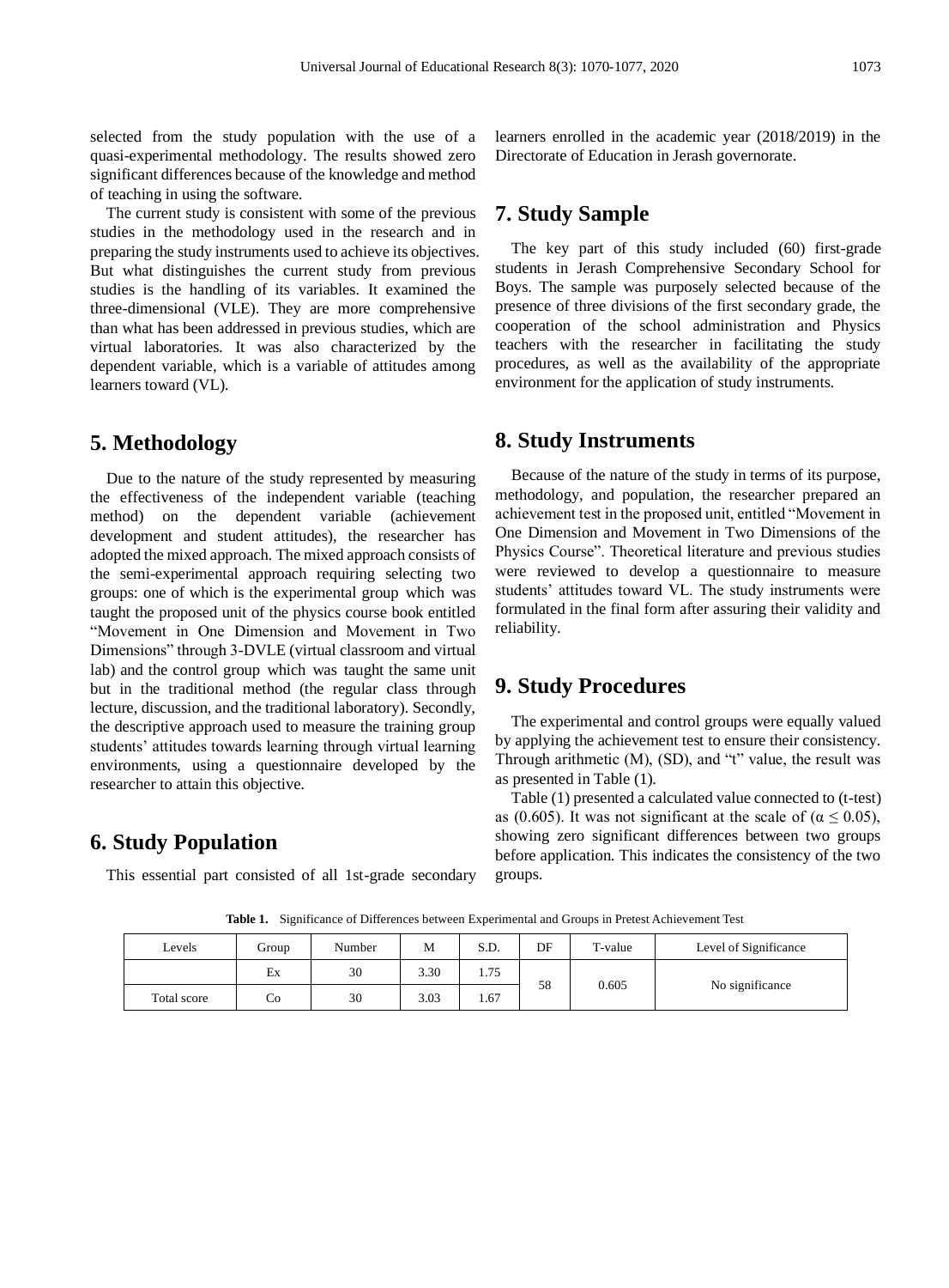selected from the study population with the use of a quasi-experimental methodology. The results showed zero significant differences because of the knowledge and method of teaching in using the software.

The current study is consistent with some of the previous studies in the methodology used in the research and in preparing the study instruments used to achieve its objectives. But what distinguishes the current study from previous studies is the handling of its variables. It examined the three-dimensional (VLE). They are more comprehensive than what has been addressed in previous studies, which are virtual laboratories. It was also characterized by the dependent variable, which is a variable of attitudes among learners toward (VL).

## 5. Methodology

Due to the nature of the study represented by measuring the effectiveness of the independent variable (teaching method) on the dependent variable (achievement development and student attitudes), the researcher has adopted the mixed approach. The mixed approach consists of the semi-experimental approach requiring selecting two groups: one of which is the experimental group which was taught the proposed unit of the physics course book entitled "Movement in One Dimension and Movement in Two Dimensions" through 3-DVLE (virtual classroom and virtual lab) and the control group which was taught the same unit but in the traditional method (the regular class through lecture, discussion, and the traditional laboratory). Secondly, the descriptive approach used to measure the training group students' attitudes towards learning through virtual learning environments, using a questionnaire developed by the researcher to attain this objective.

## 6. Study Population

This essential part consisted of all 1st-grade secondary learners enrolled in the academic year (2018/2019) in the Directorate of Education in Jerash governorate.

## 7. Study Sample

The key part of this study included (60) first-grade students in Jerash Comprehensive Secondary School for Boys. The sample was purposely selected because of the presence of three divisions of the first secondary grade, the cooperation of the school administration and Physics teachers with the researcher in facilitating the study procedures, as well as the availability of the appropriate environment for the application of study instruments.

## 8. Study Instruments

Because of the nature of the study in terms of its purpose, methodology, and population, the researcher prepared an achievement test in the proposed unit, entitled "Movement in One Dimension and Movement in Two Dimensions of the Physics Course". Theoretical literature and previous studies were reviewed to develop a questionnaire to measure students' attitudes toward VL. The study instruments were formulated in the final form after assuring their validity and reliability.

## 9. Study Procedures

The experimental and control groups were equally valued by applying the achievement test to ensure their consistency. Through arithmetic (M), (SD), and "t" value, the result was as presented in Table (1).

Table (1) presented a calculated value connected to (t-test) as (0.605). It was not significant at the scale of ($\alpha \leq 0.05$), showing zero significant differences between two groups before application. This indicates the consistency of the two groups.

**Table 1.** Significance of Differences between Experimental and Groups in Pretest Achievement Test

| Levels | Group | Number | M | S.D. | DF | T-value | Level of Significance |
|---|---|---|---|---|---|---|---|
| Total score | Ex | 30 | 3.30 | 1.75 | 58 | 0.605 | No significance |
| | Co | 30 | 3.03 | 1.67 | | | |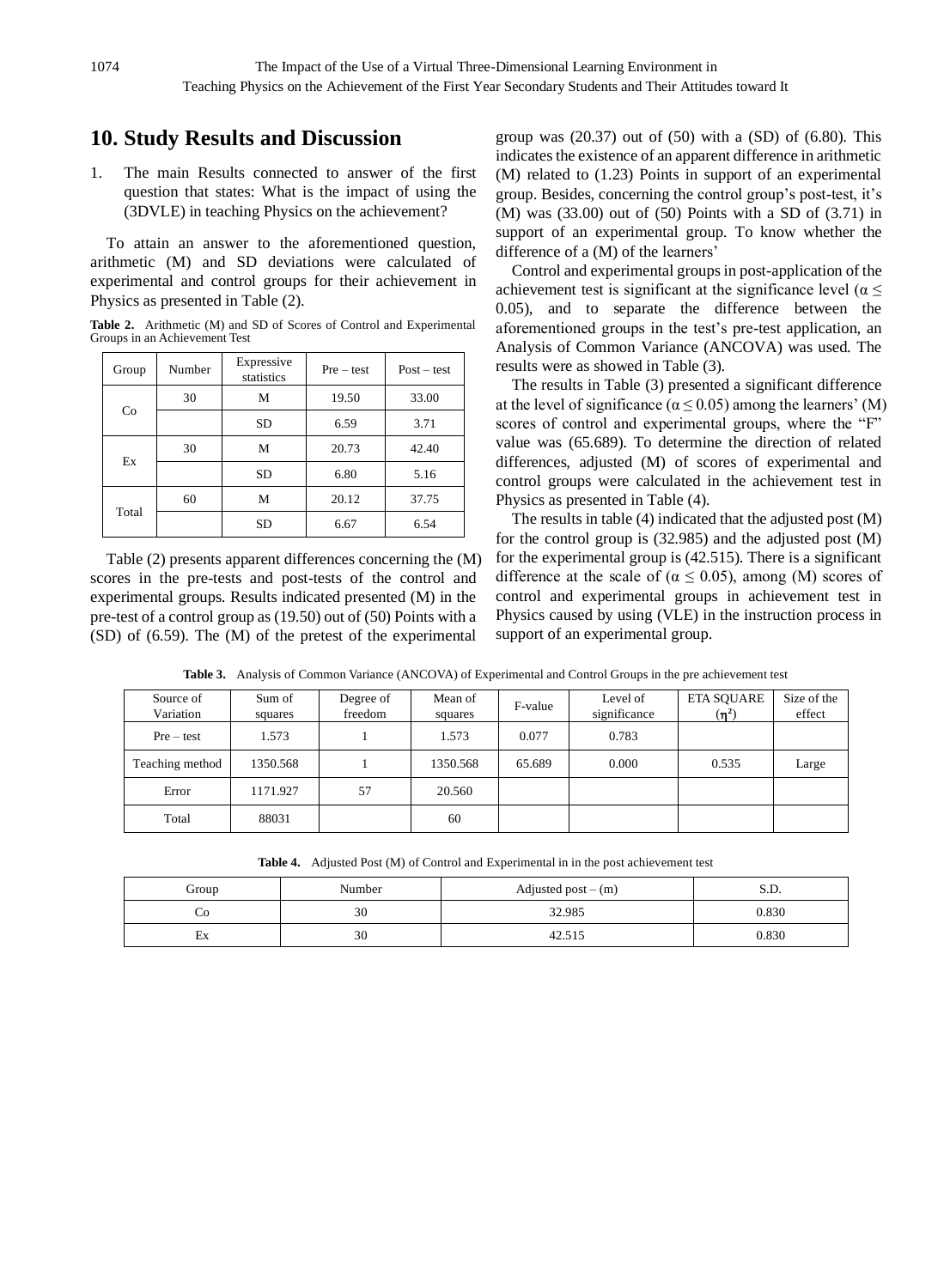## 10. Study Results and Discussion

1. The main Results connected to answer of the first question that states: What is the impact of using the (3DVLE) in teaching Physics on the achievement?

To attain an answer to the aforementioned question, arithmetic (M) and SD deviations were calculated of experimental and control groups for their achievement in Physics as presented in Table (2).

**Table 2.** Arithmetic (M) and SD of Scores of Control and Experimental Groups in an Achievement Test

| Group | Number | Expressive statistics | Pre – test | Post – test |
|---|---|---|---|---|
| Co | 30 | M | 19.50 | 33.00 |
| | | SD | 6.59 | 3.71 |
| Ex | 30 | M | 20.73 | 42.40 |
| | | SD | 6.80 | 5.16 |
| Total | 60 | M | 20.12 | 37.75 |
| | | SD | 6.67 | 6.54 |

Table (2) presents apparent differences concerning the (M) scores in the pre-tests and post-tests of the control and experimental groups. Results indicated presented (M) in the pre-test of a control group as (19.50) out of (50) Points with a (SD) of (6.59). The (M) of the pretest of the experimental group was (20.37) out of (50) with a (SD) of (6.80). This indicates the existence of an apparent difference in arithmetic (M) related to (1.23) Points in support of an experimental group. Besides, concerning the control group's post-test, it's (M) was (33.00) out of (50) Points with a SD of (3.71) in support of an experimental group. To know whether the difference of a (M) of the learners'

Control and experimental groups in post-application of the achievement test is significant at the significance level ($\alpha \leq 0.05$), and to separate the difference between the aforementioned groups in the test's pre-test application, an Analysis of Common Variance (ANCOVA) was used. The results were as showed in Table (3).

The results in Table (3) presented a significant difference at the level of significance ($\alpha \leq 0.05$) among the learners' (M) scores of control and experimental groups, where the "F" value was (65.689). To determine the direction of related differences, adjusted (M) of scores of experimental and control groups were calculated in the achievement test in Physics as presented in Table (4).

The results in table (4) indicated that the adjusted post (M) for the control group is (32.985) and the adjusted post (M) for the experimental group is (42.515). There is a significant difference at the scale of ($\alpha \leq 0.05$), among (M) scores of control and experimental groups in achievement test in Physics caused by using (VLE) in the instruction process in support of an experimental group.

**Table 3.** Analysis of Common Variance (ANCOVA) of Experimental and Control Groups in the pre achievement test

| Source of Variation | Sum of squares | Degree of freedom | Mean of squares | F-value | Level of significance | ETA SQUARE ($\eta^2$) | Size of the effect |
|---|---|---|---|---|---|---|---|
| Pre – test | 1.573 | 1 | 1.573 | 0.077 | 0.783 | | |
| Teaching method | 1350.568 | 1 | 1350.568 | 65.689 | 0.000 | 0.535 | Large |
| Error | 1171.927 | 57 | 20.560 | | | | |
| Total | 88031 | | 60 | | | | |

**Table 4.** Adjusted Post (M) of Control and Experimental in in the post achievement test

| Group | Number | Adjusted post – (m) | S.D. |
|---|---|---|---|
| Co | 30 | 32.985 | 0.830 |
| Ex | 30 | 42.515 | 0.830 |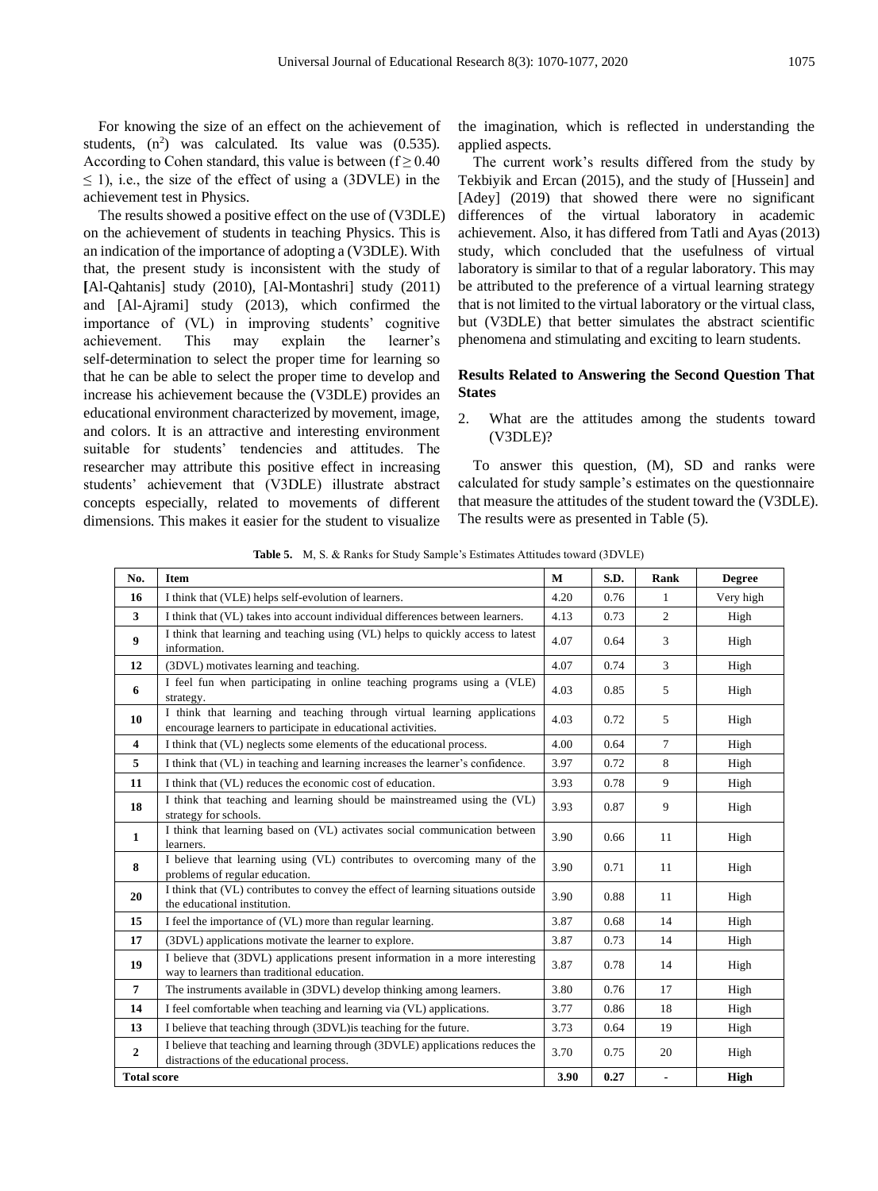For knowing the size of an effect on the achievement of students, ($n^2$) was calculated. Its value was (0.535). According to Cohen standard, this value is between ($f \geq 0.40 \leq 1$), i.e., the size of the effect of using a (3DVLE) in the achievement test in Physics.

The results showed a positive effect on the use of (V3DLE) on the achievement of students in teaching Physics. This is an indication of the importance of adopting a (V3DLE). With that, the present study is inconsistent with the study of [Al-Qahtanis] study (2010), [Al-Montashri] study (2011) and [Al-Ajrami] study (2013), which confirmed the importance of (VL) in improving students' cognitive achievement. This may explain the learner's self-determination to select the proper time for learning so that he can be able to select the proper time to develop and increase his achievement because the (V3DLE) provides an educational environment characterized by movement, image, and colors. It is an attractive and interesting environment suitable for students' tendencies and attitudes. The researcher may attribute this positive effect in increasing students' achievement that (V3DLE) illustrate abstract concepts especially, related to movements of different dimensions. This makes it easier for the student to visualize the imagination, which is reflected in understanding the applied aspects.

The current work's results differed from the study by Tekbiyik and Ercan (2015), and the study of [Hussein] and [Adey] (2019) that showed there were no significant differences of the virtual laboratory in academic achievement. Also, it has differed from Tatli and Ayas (2013) study, which concluded that the usefulness of virtual laboratory is similar to that of a regular laboratory. This may be attributed to the preference of a virtual learning strategy that is not limited to the virtual laboratory or the virtual class, but (V3DLE) that better simulates the abstract scientific phenomena and stimulating and exciting to learn students.

**Results Related to Answering the Second Question That States**

2. What are the attitudes among the students toward (V3DLE)?

To answer this question, (M), SD and ranks were calculated for study sample's estimates on the questionnaire that measure the attitudes of the student toward the (V3DLE). The results were as presented in Table (5).

**Table 5.** M, S. & Ranks for Study Sample's Estimates Attitudes toward (3DVLE)

| No. | Item | M | S.D. | Rank | Degree |
|---|---|---|---|---|---|
| **16** | I think that (VLE) helps self-evolution of learners. | 4.20 | 0.76 | 1 | Very high |
| **3** | I think that (VL) takes into account individual differences between learners. | 4.13 | 0.73 | 2 | High |
| **9** | I think that learning and teaching using (VL) helps to quickly access to latest information. | 4.07 | 0.64 | 3 | High |
| **12** | (3DVL) motivates learning and teaching. | 4.07 | 0.74 | 3 | High |
| **6** | I feel fun when participating in online teaching programs using a (VLE) strategy. | 4.03 | 0.85 | 5 | High |
| **10** | I think that learning and teaching through virtual learning applications encourage learners to participate in educational activities. | 4.03 | 0.72 | 5 | High |
| **4** | I think that (VL) neglects some elements of the educational process. | 4.00 | 0.64 | 7 | High |
| **5** | I think that (VL) in teaching and learning increases the learner's confidence. | 3.97 | 0.72 | 8 | High |
| **11** | I think that (VL) reduces the economic cost of education. | 3.93 | 0.78 | 9 | High |
| **18** | I think that teaching and learning should be mainstreamed using the (VL) strategy for schools. | 3.93 | 0.87 | 9 | High |
| **1** | I think that learning based on (VL) activates social communication between learners. | 3.90 | 0.66 | 11 | High |
| **8** | I believe that learning using (VL) contributes to overcoming many of the problems of regular education. | 3.90 | 0.71 | 11 | High |
| **20** | I think that (VL) contributes to convey the effect of learning situations outside the educational institution. | 3.90 | 0.88 | 11 | High |
| **15** | I feel the importance of (VL) more than regular learning. | 3.87 | 0.68 | 14 | High |
| **17** | (3DVL) applications motivate the learner to explore. | 3.87 | 0.73 | 14 | High |
| **19** | I believe that (3DVL) applications present information in a more interesting way to learners than traditional education. | 3.87 | 0.78 | 14 | High |
| **7** | The instruments available in (3DVL) develop thinking among learners. | 3.80 | 0.76 | 17 | High |
| **14** | I feel comfortable when teaching and learning via (VL) applications. | 3.77 | 0.86 | 18 | High |
| **13** | I believe that teaching through (3DVL)is teaching for the future. | 3.73 | 0.64 | 19 | High |
| **2** | I believe that teaching and learning through (3DVLE) applications reduces the distractions of the educational process. | 3.70 | 0.75 | 20 | High |
| **Total score** | | **3.90** | **0.27** | - | **High** |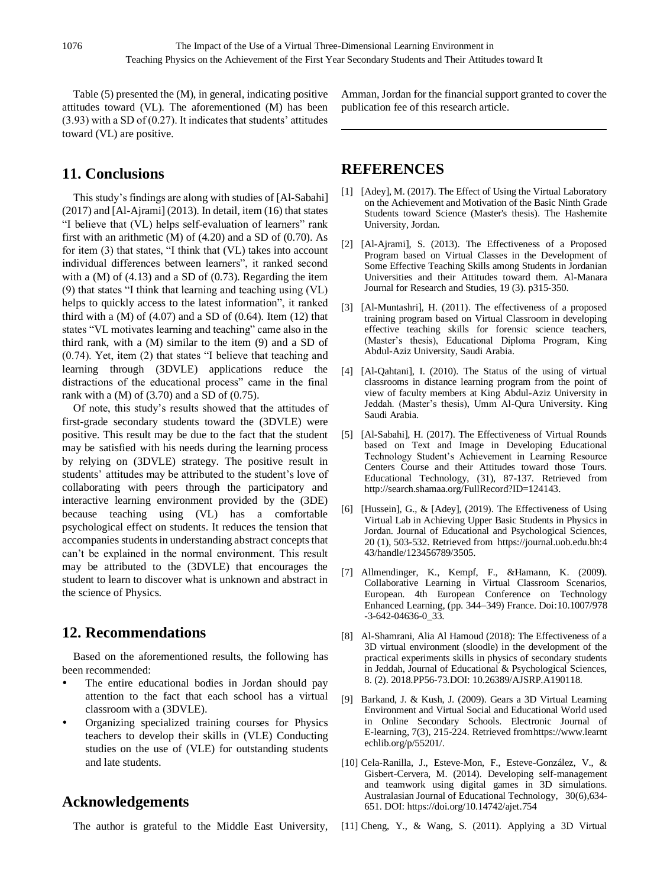Table (5) presented the (M), in general, indicating positive attitudes toward (VL). The aforementioned (M) has been (3.93) with a SD of (0.27). It indicates that students' attitudes toward (VL) are positive.

## 11. Conclusions

This study's findings are along with studies of [Al-Sabahi] (2017) and [Al-Ajrami] (2013). In detail, item (16) that states "I believe that (VL) helps self-evaluation of learners" rank first with an arithmetic (M) of (4.20) and a SD of (0.70). As for item (3) that states, "I think that (VL) takes into account individual differences between learners", it ranked second with a (M) of (4.13) and a SD of (0.73). Regarding the item (9) that states "I think that learning and teaching using (VL) helps to quickly access to the latest information", it ranked third with a (M) of (4.07) and a SD of (0.64). Item (12) that states "VL motivates learning and teaching" came also in the third rank, with a (M) similar to the item (9) and a SD of (0.74). Yet, item (2) that states "I believe that teaching and learning through (3DVLE) applications reduce the distractions of the educational process" came in the final rank with a (M) of (3.70) and a SD of (0.75).

Of note, this study's results showed that the attitudes of first-grade secondary students toward the (3DVLE) were positive. This result may be due to the fact that the student may be satisfied with his needs during the learning process by relying on (3DVLE) strategy. The positive result in students' attitudes may be attributed to the student's love of collaborating with peers through the participatory and interactive learning environment provided by the (3DE) because teaching using (VL) has a comfortable psychological effect on students. It reduces the tension that accompanies students in understanding abstract concepts that can't be explained in the normal environment. This result may be attributed to the (3DVLE) that encourages the student to learn to discover what is unknown and abstract in the science of Physics.

## 12. Recommendations

Based on the aforementioned results, the following has been recommended:

- The entire educational bodies in Jordan should pay attention to the fact that each school has a virtual classroom with a (3DVLE).
- Organizing specialized training courses for Physics teachers to develop their skills in (VLE) Conducting studies on the use of (VLE) for outstanding students and late students.

## Acknowledgements

The author is grateful to the Middle East University, Amman, Jordan for the financial support granted to cover the publication fee of this research article.

## REFERENCES

[1] [Adey], M. (2017). The Effect of Using the Virtual Laboratory on the Achievement and Motivation of the Basic Ninth Grade Students toward Science (Master's thesis). The Hashemite University, Jordan.

[2] [Al-Ajrami], S. (2013). The Effectiveness of a Proposed Program based on Virtual Classes in the Development of Some Effective Teaching Skills among Students in Jordanian Universities and their Attitudes toward them. Al-Manara Journal for Research and Studies, 19 (3). p315-350.

[3] [Al-Muntashri], H. (2011). The effectiveness of a proposed training program based on Virtual Classroom in developing effective teaching skills for forensic science teachers, (Master's thesis), Educational Diploma Program, King Abdul-Aziz University, Saudi Arabia.

[4] [Al-Qahtani], I. (2010). The Status of the using of virtual classrooms in distance learning program from the point of view of faculty members at King Abdul-Aziz University in Jeddah. (Master's thesis), Umm Al-Qura University. King Saudi Arabia.

[5] [Al-Sabahi], H. (2017). The Effectiveness of Virtual Rounds based on Text and Image in Developing Educational Technology Student's Achievement in Learning Resource Centers Course and their Attitudes toward those Tours. Educational Technology, (31), 87-137. Retrieved from http://search.shamaa.org/FullRecord?ID=124143.

[6] [Hussein], G., & [Adey], (2019). The Effectiveness of Using Virtual Lab in Achieving Upper Basic Students in Physics in Jordan. Journal of Educational and Psychological Sciences, 20 (1), 503-532. Retrieved from https://journal.uob.edu.bh:443/handle/123456789/3505.

[7] Allmendinger, K., Kempf, F., &Hamann, K. (2009). Collaborative Learning in Virtual Classroom Scenarios, European. 4th European Conference on Technology Enhanced Learning, (pp. 344–349) France. Doi:10.1007/978-3-642-04636-0_33.

[8] Al-Shamrani, Alia Al Hamoud (2018): The Effectiveness of a 3D virtual environment (sloodle) in the development of the practical experiments skills in physics of secondary students in Jeddah, Journal of Educational & Psychological Sciences, 8. (2). 2018.PP56-73.DOI: 10.26389/AJSRP.A190118.

[9] Barkand, J. & Kush, J. (2009). Gears a 3D Virtual Learning Environment and Virtual Social and Educational World used in Online Secondary Schools. Electronic Journal of E-learning, 7(3), 215-224. Retrieved fromhttps://www.learntechlib.org/p/55201/.

[10] Cela-Ranilla, J., Esteve-Mon, F., Esteve-González, V., & Gisbert-Cervera, M. (2014). Developing self-management and teamwork using digital games in 3D simulations. Australasian Journal of Educational Technology, 30(6),634-651. DOI: https://doi.org/10.14742/ajet.754

[11] Cheng, Y., & Wang, S. (2011). Applying a 3D Virtual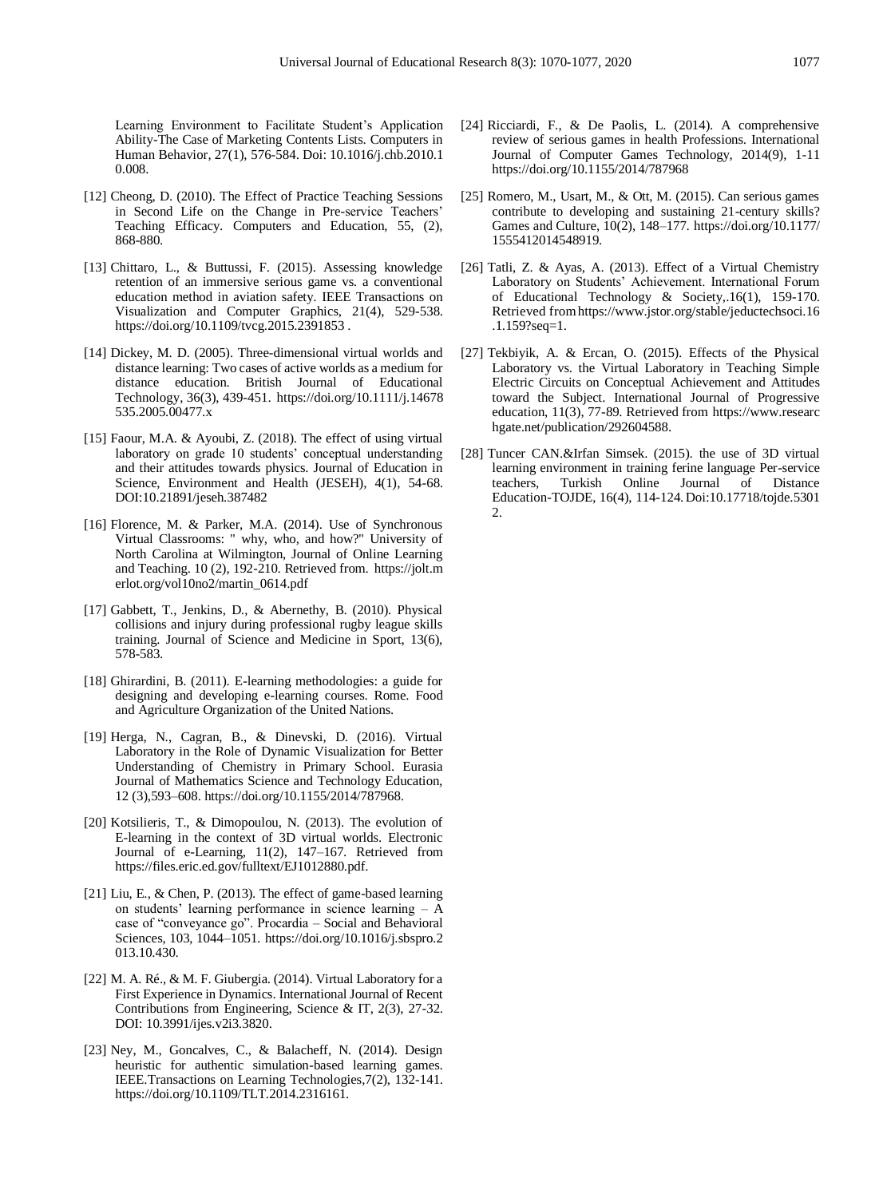Learning Environment to Facilitate Student's Application Ability-The Case of Marketing Contents Lists. Computers in Human Behavior, 27(1), 576-584. Doi: 10.1016/j.chb.2010.10.008.

[12] Cheong, D. (2010). The Effect of Practice Teaching Sessions in Second Life on the Change in Pre-service Teachers' Teaching Efficacy. Computers and Education, 55, (2), 868-880.

[13] Chittaro, L., & Buttussi, F. (2015). Assessing knowledge retention of an immersive serious game vs. a conventional education method in aviation safety. IEEE Transactions on Visualization and Computer Graphics, 21(4), 529-538. https://doi.org/10.1109/tvcg.2015.2391853 .

[14] Dickey, M. D. (2005). Three-dimensional virtual worlds and distance learning: Two cases of active worlds as a medium for distance education. British Journal of Educational Technology, 36(3), 439-451. https://doi.org/10.1111/j.14678535.2005.00477.x

[15] Faour, M.A. & Ayoubi, Z. (2018). The effect of using virtual laboratory on grade 10 students' conceptual understanding and their attitudes towards physics. Journal of Education in Science, Environment and Health (JESEH), 4(1), 54-68. DOI:10.21891/jeseh.387482

[16] Florence, M. & Parker, M.A. (2014). Use of Synchronous Virtual Classrooms: " why, who, and how?" University of North Carolina at Wilmington, Journal of Online Learning and Teaching. 10 (2), 192-210. Retrieved from. https://jolt.merlot.org/vol10no2/martin_0614.pdf

[17] Gabbett, T., Jenkins, D., & Abernethy, B. (2010). Physical collisions and injury during professional rugby league skills training. Journal of Science and Medicine in Sport, 13(6), 578-583.

[18] Ghirardini, B. (2011). E-learning methodologies: a guide for designing and developing e-learning courses. Rome. Food and Agriculture Organization of the United Nations.

[19] Herga, N., Cagran, B., & Dinevski, D. (2016). Virtual Laboratory in the Role of Dynamic Visualization for Better Understanding of Chemistry in Primary School. Eurasia Journal of Mathematics Science and Technology Education, 12 (3),593–608. https://doi.org/10.1155/2014/787968.

[20] Kotsilieris, T., & Dimopoulou, N. (2013). The evolution of E-learning in the context of 3D virtual worlds. Electronic Journal of e-Learning, 11(2), 147–167. Retrieved from https://files.eric.ed.gov/fulltext/EJ1012880.pdf.

[21] Liu, E., & Chen, P. (2013). The effect of game-based learning on students' learning performance in science learning – A case of "conveyance go". Procardia – Social and Behavioral Sciences, 103, 1044–1051. https://doi.org/10.1016/j.sbspro.2013.10.430.

[22] M. A. Ré., & M. F. Giubergia. (2014). Virtual Laboratory for a First Experience in Dynamics. International Journal of Recent Contributions from Engineering, Science & IT, 2(3), 27-32. DOI: 10.3991/ijes.v2i3.3820.

[23] Ney, M., Goncalves, C., & Balacheff, N. (2014). Design heuristic for authentic simulation-based learning games. IEEE.Transactions on Learning Technologies,7(2), 132-141. https://doi.org/10.1109/TLT.2014.2316161.

[24] Ricciardi, F., & De Paolis, L. (2014). A comprehensive review of serious games in health Professions. International Journal of Computer Games Technology, 2014(9), 1-11 https://doi.org/10.1155/2014/787968

[25] Romero, M., Usart, M., & Ott, M. (2015). Can serious games contribute to developing and sustaining 21-century skills? Games and Culture, 10(2), 148–177. https://doi.org/10.1177/1555412014548919.

[26] Tatli, Z. & Ayas, A. (2013). Effect of a Virtual Chemistry Laboratory on Students' Achievement. International Forum of Educational Technology & Society,.16(1), 159-170. Retrieved from https://www.jstor.org/stable/jeductechsoci.16.1.159?seq=1.

[27] Tekbiyik, A. & Ercan, O. (2015). Effects of the Physical Laboratory vs. the Virtual Laboratory in Teaching Simple Electric Circuits on Conceptual Achievement and Attitudes toward the Subject. International Journal of Progressive education, 11(3), 77-89. Retrieved from https://www.researchgate.net/publication/292604588.

[28] Tuncer CAN.&Irfan Simsek. (2015). the use of 3D virtual learning environment in training ferine language Per-service teachers, Turkish Online Journal of Distance Education-TOJDE, 16(4), 114-124. Doi:10.17718/tojde.53012.